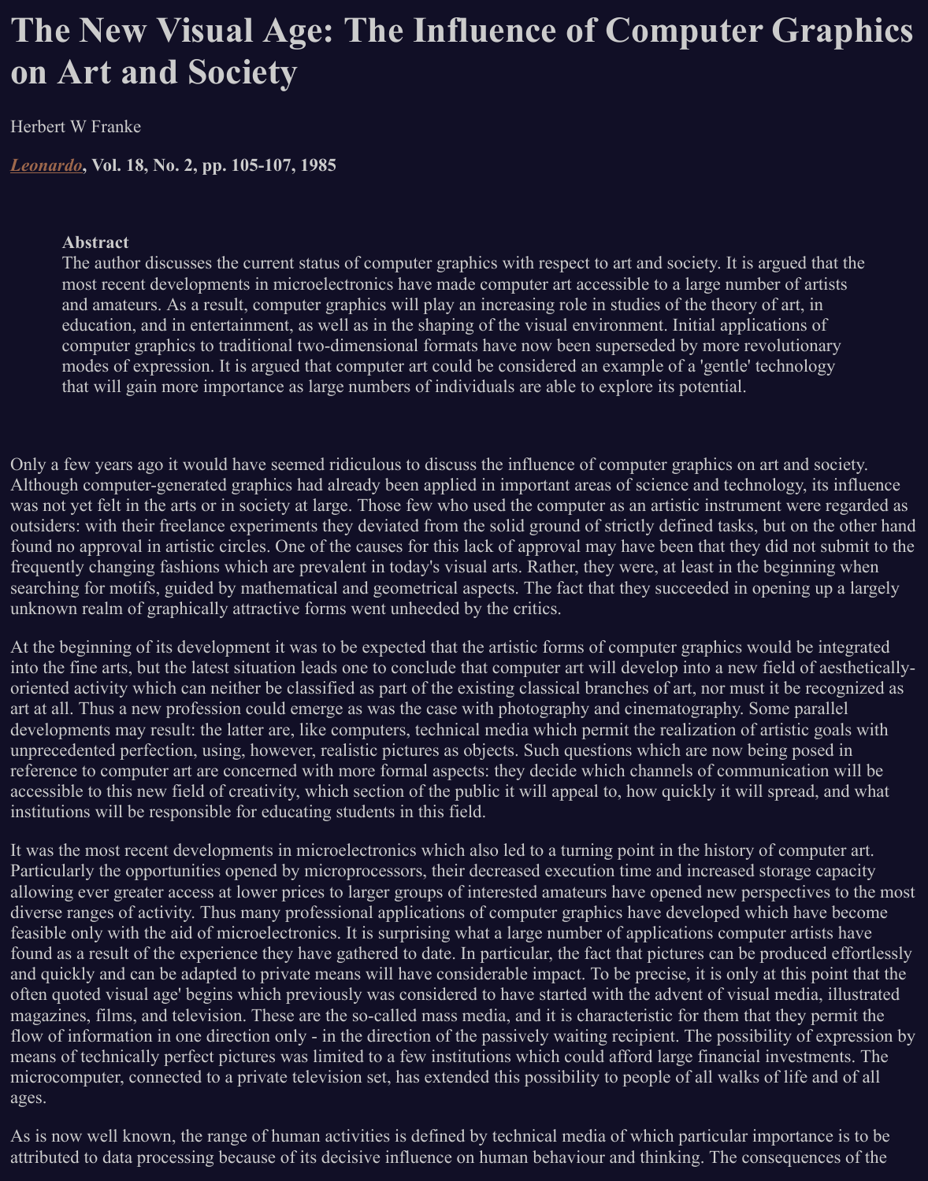# The New Visual Age: The Influence of Computer Graphics on Art and Society

Herbert W Franke

**Leonardo, Vol. 18, No. 2, pp. 105-107, 1985**

> **Abstract**
> The author discusses the current status of computer graphics with respect to art and society. It is argued that the most recent developments in microelectronics have made computer art accessible to a large number of artists and amateurs. As a result, computer graphics will play an increasing role in studies of the theory of art, in education, and in entertainment, as well as in the shaping of the visual environment. Initial applications of computer graphics to traditional two-dimensional formats have now been superseded by more revolutionary modes of expression. It is argued that computer art could be considered an example of a 'gentle' technology that will gain more importance as large numbers of individuals are able to explore its potential.

Only a few years ago it would have seemed ridiculous to discuss the influence of computer graphics on art and society. Although computer-generated graphics had already been applied in important areas of science and technology, its influence was not yet felt in the arts or in society at large. Those few who used the computer as an artistic instrument were regarded as outsiders: with their freelance experiments they deviated from the solid ground of strictly defined tasks, but on the other hand found no approval in artistic circles. One of the causes for this lack of approval may have been that they did not submit to the frequently changing fashions which are prevalent in today's visual arts. Rather, they were, at least in the beginning when searching for motifs, guided by mathematical and geometrical aspects. The fact that they succeeded in opening up a largely unknown realm of graphically attractive forms went unheeded by the critics.

At the beginning of its development it was to be expected that the artistic forms of computer graphics would be integrated into the fine arts, but the latest situation leads one to conclude that computer art will develop into a new field of aesthetically-oriented activity which can neither be classified as part of the existing classical branches of art, nor must it be recognized as art at all. Thus a new profession could emerge as was the case with photography and cinematography. Some parallel developments may result: the latter are, like computers, technical media which permit the realization of artistic goals with unprecedented perfection, using, however, realistic pictures as objects. Such questions which are now being posed in reference to computer art are concerned with more formal aspects: they decide which channels of communication will be accessible to this new field of creativity, which section of the public it will appeal to, how quickly it will spread, and what institutions will be responsible for educating students in this field.

It was the most recent developments in microelectronics which also led to a turning point in the history of computer art. Particularly the opportunities opened by microprocessors, their decreased execution time and increased storage capacity allowing ever greater access at lower prices to larger groups of interested amateurs have opened new perspectives to the most diverse ranges of activity. Thus many professional applications of computer graphics have developed which have become feasible only with the aid of microelectronics. It is surprising what a large number of applications computer artists have found as a result of the experience they have gathered to date. In particular, the fact that pictures can be produced effortlessly and quickly and can be adapted to private means will have considerable impact. To be precise, it is only at this point that the often quoted visual age' begins which previously was considered to have started with the advent of visual media, illustrated magazines, films, and television. These are the so-called mass media, and it is characteristic for them that they permit the flow of information in one direction only - in the direction of the passively waiting recipient. The possibility of expression by means of technically perfect pictures was limited to a few institutions which could afford large financial investments. The microcomputer, connected to a private television set, has extended this possibility to people of all walks of life and of all ages.

As is now well known, the range of human activities is defined by technical media of which particular importance is to be attributed to data processing because of its decisive influence on human behaviour and thinking. The consequences of the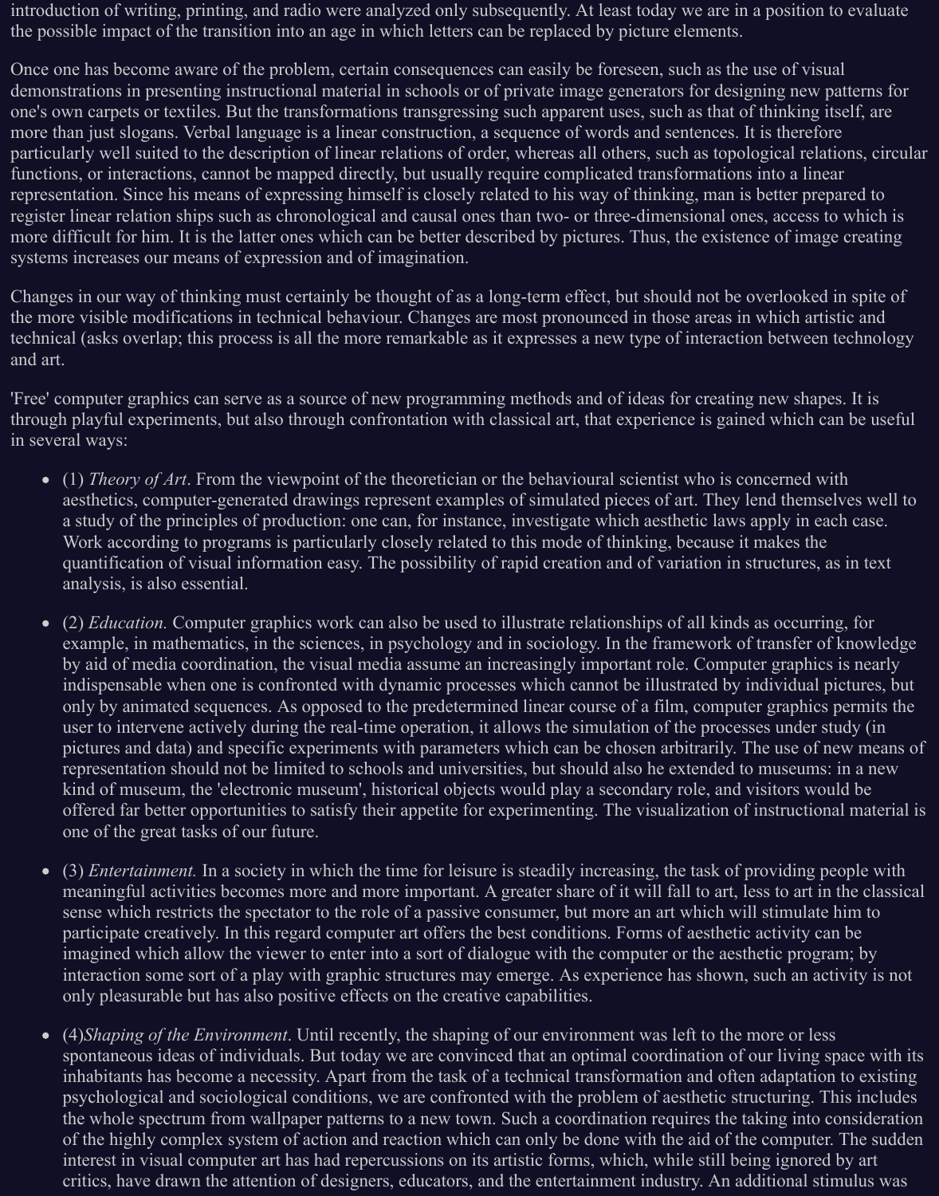introduction of writing, printing, and radio were analyzed only subsequently. At least today we are in a position to evaluate the possible impact of the transition into an age in which letters can be replaced by picture elements.

Once one has become aware of the problem, certain consequences can easily be foreseen, such as the use of visual demonstrations in presenting instructional material in schools or of private image generators for designing new patterns for one's own carpets or textiles. But the transformations transgressing such apparent uses, such as that of thinking itself, are more than just slogans. Verbal language is a linear construction, a sequence of words and sentences. It is therefore particularly well suited to the description of linear relations of order, whereas all others, such as topological relations, circular functions, or interactions, cannot be mapped directly, but usually require complicated transformations into a linear representation. Since his means of expressing himself is closely related to his way of thinking, man is better prepared to register linear relation ships such as chronological and causal ones than two- or three-dimensional ones, access to which is more difficult for him. It is the latter ones which can be better described by pictures. Thus, the existence of image creating systems increases our means of expression and of imagination.

Changes in our way of thinking must certainly be thought of as a long-term effect, but should not be overlooked in spite of the more visible modifications in technical behaviour. Changes are most pronounced in those areas in which artistic and technical (asks overlap; this process is all the more remarkable as it expresses a new type of interaction between technology and art.

'Free' computer graphics can serve as a source of new programming methods and of ideas for creating new shapes. It is through playful experiments, but also through confrontation with classical art, that experience is gained which can be useful in several ways:

- (1) *Theory of Art*. From the viewpoint of the theoretician or the behavioural scientist who is concerned with aesthetics, computer-generated drawings represent examples of simulated pieces of art. They lend themselves well to a study of the principles of production: one can, for instance, investigate which aesthetic laws apply in each case. Work according to programs is particularly closely related to this mode of thinking, because it makes the quantification of visual information easy. The possibility of rapid creation and of variation in structures, as in text analysis, is also essential.

- (2) *Education.* Computer graphics work can also be used to illustrate relationships of all kinds as occurring, for example, in mathematics, in the sciences, in psychology and in sociology. In the framework of transfer of knowledge by aid of media coordination, the visual media assume an increasingly important role. Computer graphics is nearly indispensable when one is confronted with dynamic processes which cannot be illustrated by individual pictures, but only by animated sequences. As opposed to the predetermined linear course of a film, computer graphics permits the user to intervene actively during the real-time operation, it allows the simulation of the processes under study (in pictures and data) and specific experiments with parameters which can be chosen arbitrarily. The use of new means of representation should not be limited to schools and universities, but should also he extended to museums: in a new kind of museum, the 'electronic museum', historical objects would play a secondary role, and visitors would be offered far better opportunities to satisfy their appetite for experimenting. The visualization of instructional material is one of the great tasks of our future.

- (3) *Entertainment.* In a society in which the time for leisure is steadily increasing, the task of providing people with meaningful activities becomes more and more important. A greater share of it will fall to art, less to art in the classical sense which restricts the spectator to the role of a passive consumer, but more an art which will stimulate him to participate creatively. In this regard computer art offers the best conditions. Forms of aesthetic activity can be imagined which allow the viewer to enter into a sort of dialogue with the computer or the aesthetic program; by interaction some sort of a play with graphic structures may emerge. As experience has shown, such an activity is not only pleasurable but has also positive effects on the creative capabilities.

- (4)*Shaping of the Environment*. Until recently, the shaping of our environment was left to the more or less spontaneous ideas of individuals. But today we are convinced that an optimal coordination of our living space with its inhabitants has become a necessity. Apart from the task of a technical transformation and often adaptation to existing psychological and sociological conditions, we are confronted with the problem of aesthetic structuring. This includes the whole spectrum from wallpaper patterns to a new town. Such a coordination requires the taking into consideration of the highly complex system of action and reaction which can only be done with the aid of the computer. The sudden interest in visual computer art has had repercussions on its artistic forms, which, while still being ignored by art critics, have drawn the attention of designers, educators, and the entertainment industry. An additional stimulus was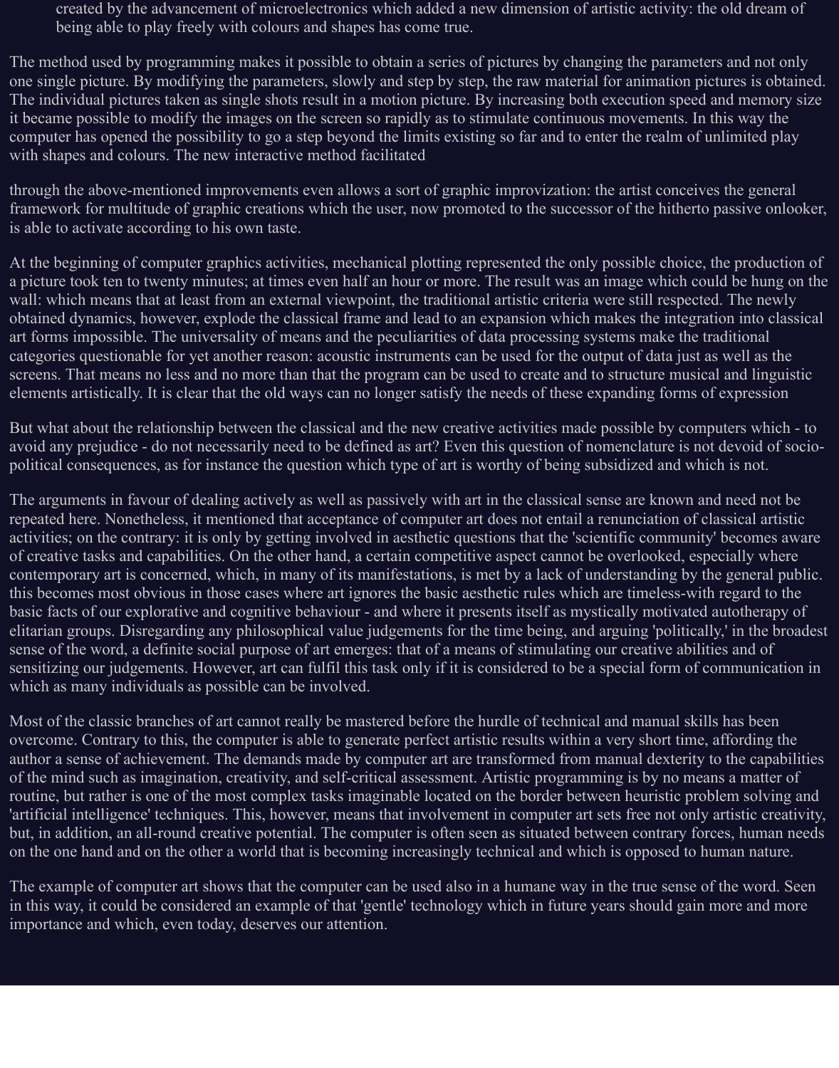created by the advancement of microelectronics which added a new dimension of artistic activity: the old dream of being able to play freely with colours and shapes has come true.

The method used by programming makes it possible to obtain a series of pictures by changing the parameters and not only one single picture. By modifying the parameters, slowly and step by step, the raw material for animation pictures is obtained. The individual pictures taken as single shots result in a motion picture. By increasing both execution speed and memory size it became possible to modify the images on the screen so rapidly as to stimulate continuous movements. In this way the computer has opened the possibility to go a step beyond the limits existing so far and to enter the realm of unlimited play with shapes and colours. The new interactive method facilitated

through the above-mentioned improvements even allows a sort of graphic improvization: the artist conceives the general framework for multitude of graphic creations which the user, now promoted to the successor of the hitherto passive onlooker, is able to activate according to his own taste.

At the beginning of computer graphics activities, mechanical plotting represented the only possible choice, the production of a picture took ten to twenty minutes; at times even half an hour or more. The result was an image which could be hung on the wall: which means that at least from an external viewpoint, the traditional artistic criteria were still respected. The newly obtained dynamics, however, explode the classical frame and lead to an expansion which makes the integration into classical art forms impossible. The universality of means and the peculiarities of data processing systems make the traditional categories questionable for yet another reason: acoustic instruments can be used for the output of data just as well as the screens. That means no less and no more than that the program can be used to create and to structure musical and linguistic elements artistically. It is clear that the old ways can no longer satisfy the needs of these expanding forms of expression

But what about the relationship between the classical and the new creative activities made possible by computers which - to avoid any prejudice - do not necessarily need to be defined as art? Even this question of nomenclature is not devoid of socio-political consequences, as for instance the question which type of art is worthy of being subsidized and which is not.

The arguments in favour of dealing actively as well as passively with art in the classical sense are known and need not be repeated here. Nonetheless, it mentioned that acceptance of computer art does not entail a renunciation of classical artistic activities; on the contrary: it is only by getting involved in aesthetic questions that the 'scientific community' becomes aware of creative tasks and capabilities. On the other hand, a certain competitive aspect cannot be overlooked, especially where contemporary art is concerned, which, in many of its manifestations, is met by a lack of understanding by the general public. this becomes most obvious in those cases where art ignores the basic aesthetic rules which are timeless-with regard to the basic facts of our explorative and cognitive behaviour - and where it presents itself as mystically motivated autotherapy of elitarian groups. Disregarding any philosophical value judgements for the time being, and arguing 'politically,' in the broadest sense of the word, a definite social purpose of art emerges: that of a means of stimulating our creative abilities and of sensitizing our judgements. However, art can fulfil this task only if it is considered to be a special form of communication in which as many individuals as possible can be involved.

Most of the classic branches of art cannot really be mastered before the hurdle of technical and manual skills has been overcome. Contrary to this, the computer is able to generate perfect artistic results within a very short time, affording the author a sense of achievement. The demands made by computer art are transformed from manual dexterity to the capabilities of the mind such as imagination, creativity, and self-critical assessment. Artistic programming is by no means a matter of routine, but rather is one of the most complex tasks imaginable located on the border between heuristic problem solving and 'artificial intelligence' techniques. This, however, means that involvement in computer art sets free not only artistic creativity, but, in addition, an all-round creative potential. The computer is often seen as situated between contrary forces, human needs on the one hand and on the other a world that is becoming increasingly technical and which is opposed to human nature.

The example of computer art shows that the computer can be used also in a humane way in the true sense of the word. Seen in this way, it could be considered an example of that 'gentle' technology which in future years should gain more and more importance and which, even today, deserves our attention.